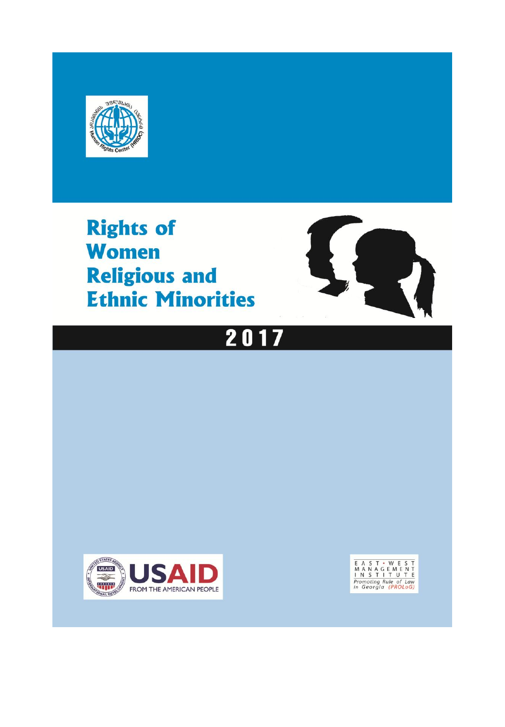# Rights of Women Religious and Ethnic Minorities

## 2017

USAID
FROM THE AMERICAN PEOPLE

EAST • WEST MANAGEMENT INSTITUTE
Promoting Rule of Law in Georgia (PROLoG)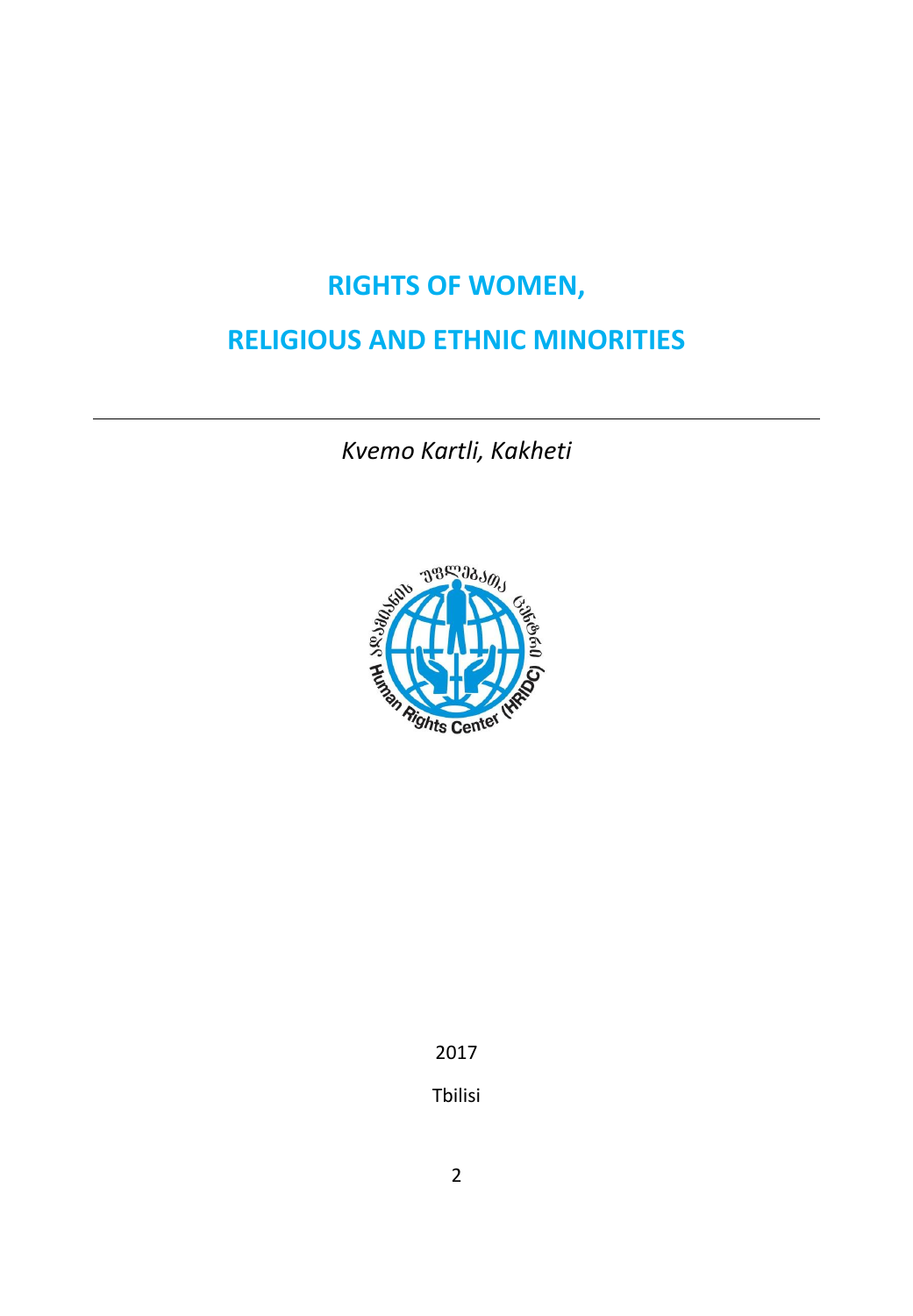# RIGHTS OF WOMEN,

# RELIGIOUS AND ETHNIC MINORITIES

---

*Kvemo Kartli, Kakheti*

2017

Tbilisi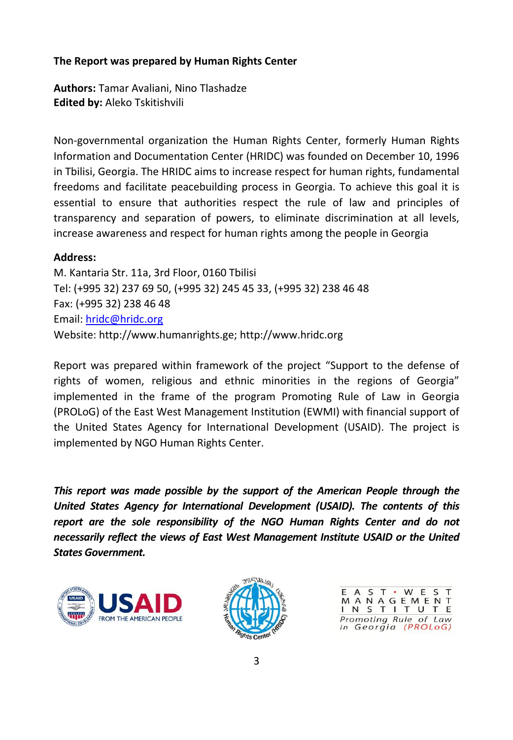**The Report was prepared by Human Rights Center**

**Authors:** Tamar Avaliani, Nino Tlashadze
**Edited by:** Aleko Tskitishvili

Non-governmental organization the Human Rights Center, formerly Human Rights Information and Documentation Center (HRIDC) was founded on December 10, 1996 in Tbilisi, Georgia. The HRIDC aims to increase respect for human rights, fundamental freedoms and facilitate peacebuilding process in Georgia. To achieve this goal it is essential to ensure that authorities respect the rule of law and principles of transparency and separation of powers, to eliminate discrimination at all levels, increase awareness and respect for human rights among the people in Georgia

**Address:**
M. Kantaria Str. 11a, 3rd Floor, 0160 Tbilisi
Tel: (+995 32) 237 69 50, (+995 32) 245 45 33, (+995 32) 238 46 48
Fax: (+995 32) 238 46 48
Email: hridc@hridc.org
Website: http://www.humanrights.ge; http://www.hridc.org

Report was prepared within framework of the project "Support to the defense of rights of women, religious and ethnic minorities in the regions of Georgia" implemented in the frame of the program Promoting Rule of Law in Georgia (PROLoG) of the East West Management Institution (EWMI) with financial support of the United States Agency for International Development (USAID). The project is implemented by NGO Human Rights Center.

***This report was made possible by the support of the American People through the United States Agency for International Development (USAID). The contents of this report are the sole responsibility of the NGO Human Rights Center and do not necessarily reflect the views of East West Management Institute USAID or the United States Government.***

USAID FROM THE AMERICAN PEOPLE

Human Rights Center (HRIDC)

EAST • WEST MANAGEMENT INSTITUTE
Promoting Rule of Law in Georgia (PROLoG)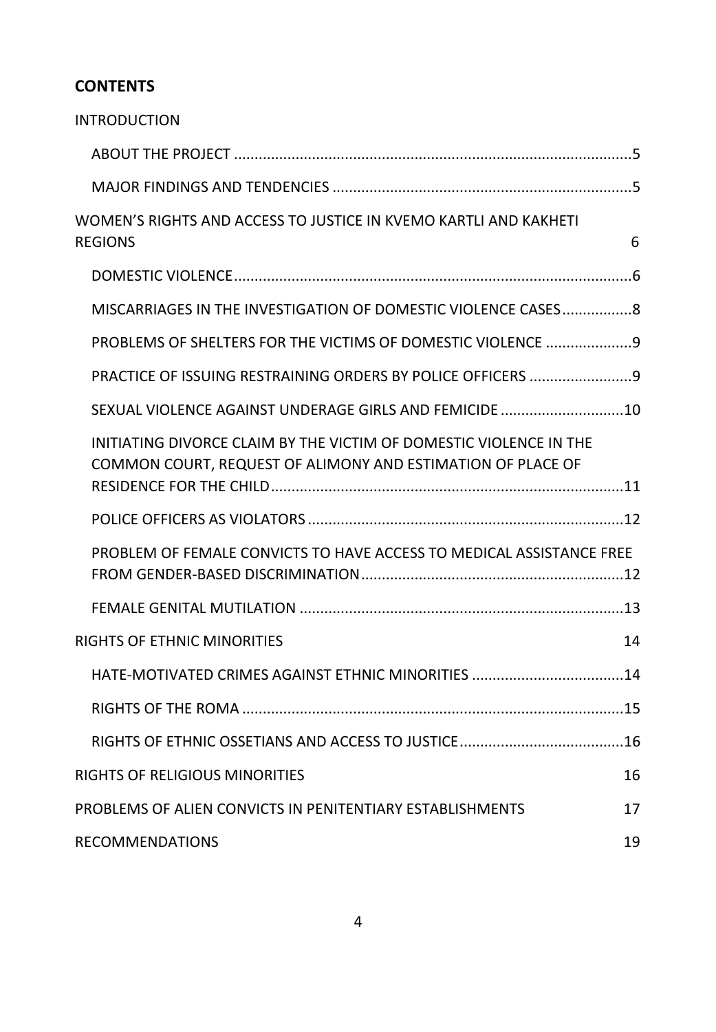## CONTENTS

INTRODUCTION

- ABOUT THE PROJECT .......... 5
- MAJOR FINDINGS AND TENDENCIES .......... 5

WOMEN'S RIGHTS AND ACCESS TO JUSTICE IN KVEMO KARTLI AND KAKHETI REGIONS 6

- DOMESTIC VIOLENCE .......... 6
- MISCARRIAGES IN THE INVESTIGATION OF DOMESTIC VIOLENCE CASES .......... 8
- PROBLEMS OF SHELTERS FOR THE VICTIMS OF DOMESTIC VIOLENCE .......... 9
- PRACTICE OF ISSUING RESTRAINING ORDERS BY POLICE OFFICERS .......... 9
- SEXUAL VIOLENCE AGAINST UNDERAGE GIRLS AND FEMICIDE .......... 10
- INITIATING DIVORCE CLAIM BY THE VICTIM OF DOMESTIC VIOLENCE IN THE COMMON COURT, REQUEST OF ALIMONY AND ESTIMATION OF PLACE OF RESIDENCE FOR THE CHILD .......... 11
- POLICE OFFICERS AS VIOLATORS .......... 12
- PROBLEM OF FEMALE CONVICTS TO HAVE ACCESS TO MEDICAL ASSISTANCE FREE FROM GENDER-BASED DISCRIMINATION .......... 12
- FEMALE GENITAL MUTILATION .......... 13

RIGHTS OF ETHNIC MINORITIES 14

- HATE-MOTIVATED CRIMES AGAINST ETHNIC MINORITIES .......... 14
- RIGHTS OF THE ROMA .......... 15
- RIGHTS OF ETHNIC OSSETIANS AND ACCESS TO JUSTICE .......... 16

RIGHTS OF RELIGIOUS MINORITIES 16

PROBLEMS OF ALIEN CONVICTS IN PENITENTIARY ESTABLISHMENTS 17

RECOMMENDATIONS 19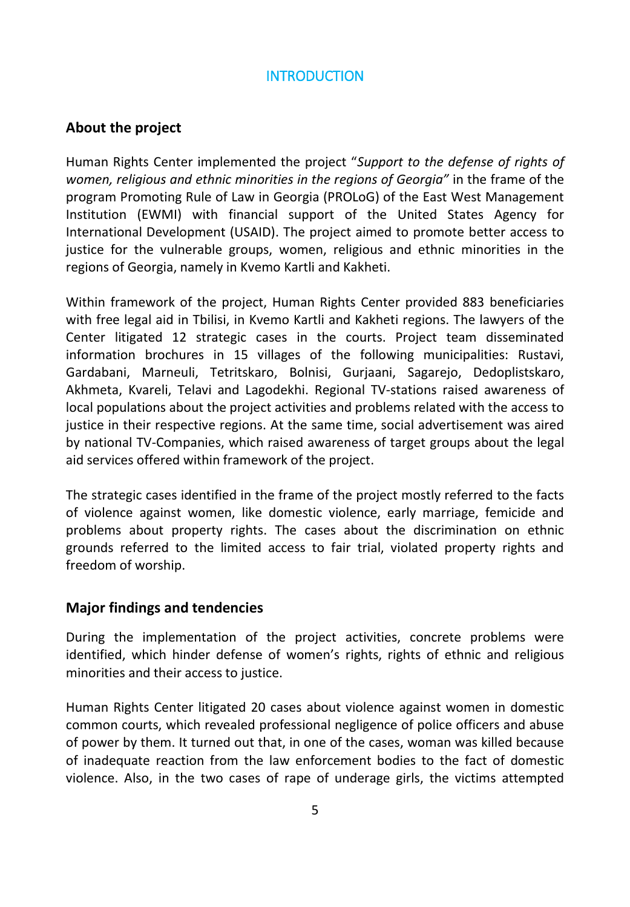# INTRODUCTION

## About the project

Human Rights Center implemented the project "*Support to the defense of rights of women, religious and ethnic minorities in the regions of Georgia"* in the frame of the program Promoting Rule of Law in Georgia (PROLoG) of the East West Management Institution (EWMI) with financial support of the United States Agency for International Development (USAID). The project aimed to promote better access to justice for the vulnerable groups, women, religious and ethnic minorities in the regions of Georgia, namely in Kvemo Kartli and Kakheti.

Within framework of the project, Human Rights Center provided 883 beneficiaries with free legal aid in Tbilisi, in Kvemo Kartli and Kakheti regions. The lawyers of the Center litigated 12 strategic cases in the courts. Project team disseminated information brochures in 15 villages of the following municipalities: Rustavi, Gardabani, Marneuli, Tetritskaro, Bolnisi, Gurjaani, Sagarejo, Dedoplistskaro, Akhmeta, Kvareli, Telavi and Lagodekhi. Regional TV-stations raised awareness of local populations about the project activities and problems related with the access to justice in their respective regions. At the same time, social advertisement was aired by national TV-Companies, which raised awareness of target groups about the legal aid services offered within framework of the project.

The strategic cases identified in the frame of the project mostly referred to the facts of violence against women, like domestic violence, early marriage, femicide and problems about property rights. The cases about the discrimination on ethnic grounds referred to the limited access to fair trial, violated property rights and freedom of worship.

## Major findings and tendencies

During the implementation of the project activities, concrete problems were identified, which hinder defense of women's rights, rights of ethnic and religious minorities and their access to justice.

Human Rights Center litigated 20 cases about violence against women in domestic common courts, which revealed professional negligence of police officers and abuse of power by them. It turned out that, in one of the cases, woman was killed because of inadequate reaction from the law enforcement bodies to the fact of domestic violence. Also, in the two cases of rape of underage girls, the victims attempted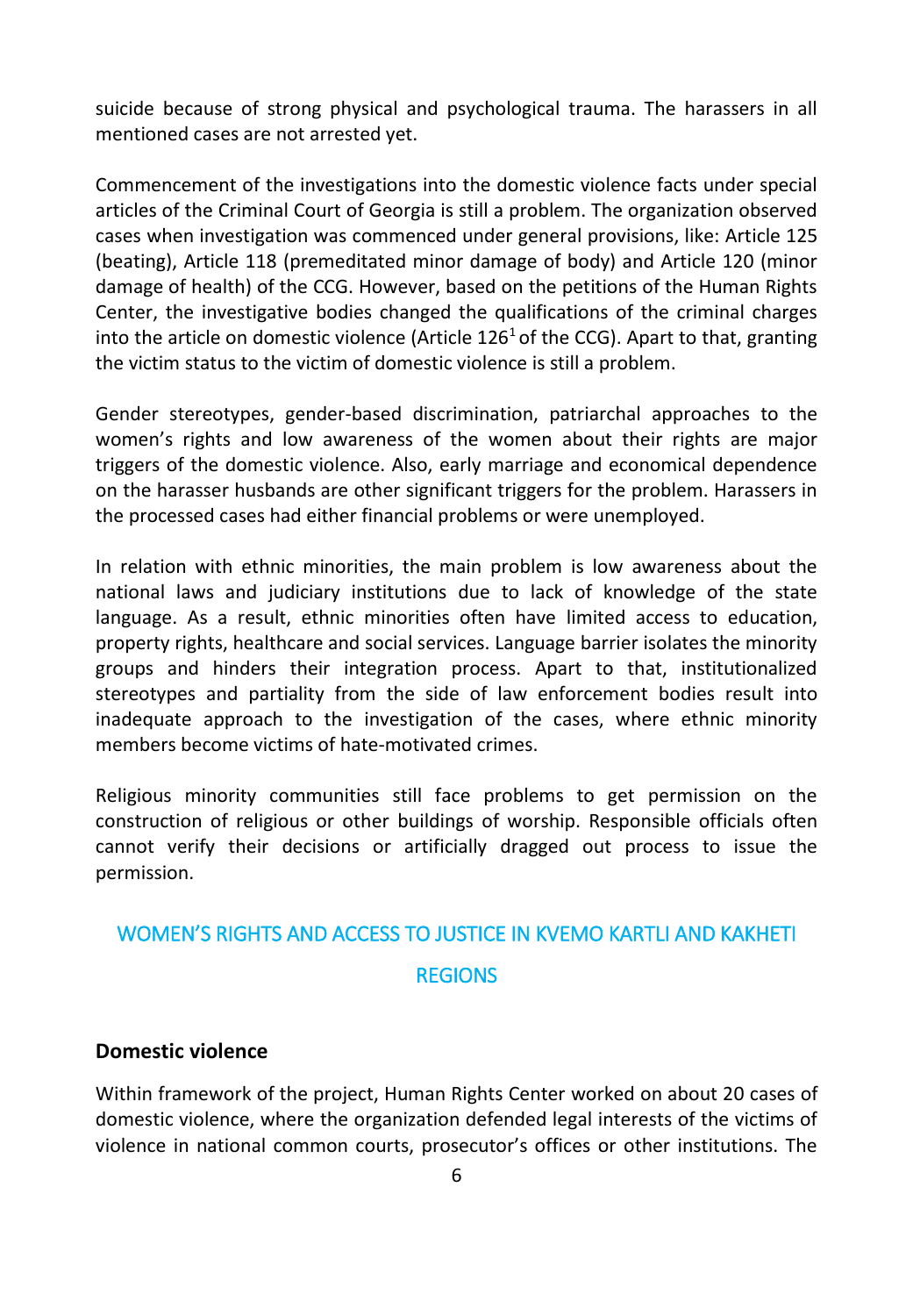suicide because of strong physical and psychological trauma. The harassers in all mentioned cases are not arrested yet.

Commencement of the investigations into the domestic violence facts under special articles of the Criminal Court of Georgia is still a problem. The organization observed cases when investigation was commenced under general provisions, like: Article 125 (beating), Article 118 (premeditated minor damage of body) and Article 120 (minor damage of health) of the CCG. However, based on the petitions of the Human Rights Center, the investigative bodies changed the qualifications of the criminal charges into the article on domestic violence (Article 126[1] of the CCG). Apart to that, granting the victim status to the victim of domestic violence is still a problem.

Gender stereotypes, gender-based discrimination, patriarchal approaches to the women's rights and low awareness of the women about their rights are major triggers of the domestic violence. Also, early marriage and economical dependence on the harasser husbands are other significant triggers for the problem. Harassers in the processed cases had either financial problems or were unemployed.

In relation with ethnic minorities, the main problem is low awareness about the national laws and judiciary institutions due to lack of knowledge of the state language. As a result, ethnic minorities often have limited access to education, property rights, healthcare and social services. Language barrier isolates the minority groups and hinders their integration process. Apart to that, institutionalized stereotypes and partiality from the side of law enforcement bodies result into inadequate approach to the investigation of the cases, where ethnic minority members become victims of hate-motivated crimes.

Religious minority communities still face problems to get permission on the construction of religious or other buildings of worship. Responsible officials often cannot verify their decisions or artificially dragged out process to issue the permission.

## WOMEN'S RIGHTS AND ACCESS TO JUSTICE IN KVEMO KARTLI AND KAKHETI REGIONS

### Domestic violence

Within framework of the project, Human Rights Center worked on about 20 cases of domestic violence, where the organization defended legal interests of the victims of violence in national common courts, prosecutor's offices or other institutions. The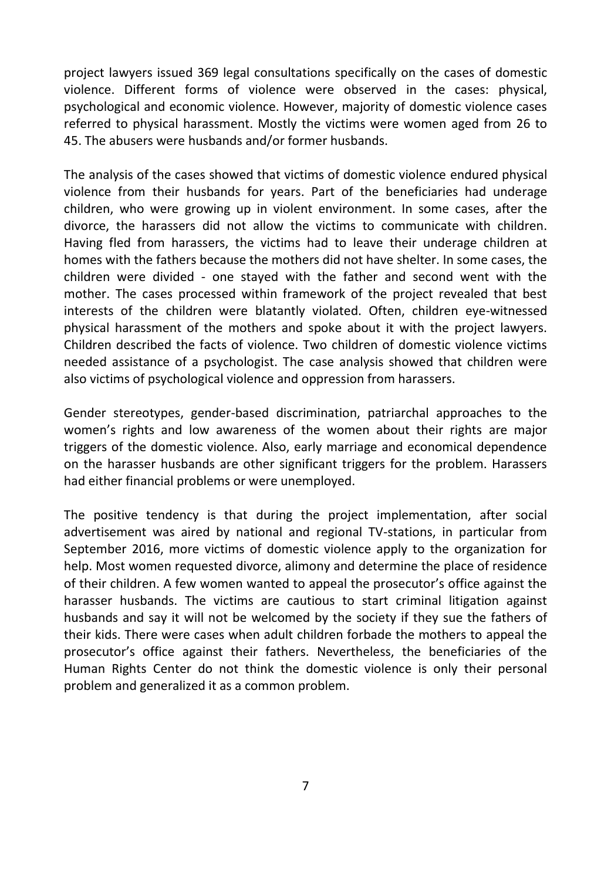project lawyers issued 369 legal consultations specifically on the cases of domestic violence. Different forms of violence were observed in the cases: physical, psychological and economic violence. However, majority of domestic violence cases referred to physical harassment. Mostly the victims were women aged from 26 to 45. The abusers were husbands and/or former husbands.

The analysis of the cases showed that victims of domestic violence endured physical violence from their husbands for years. Part of the beneficiaries had underage children, who were growing up in violent environment. In some cases, after the divorce, the harassers did not allow the victims to communicate with children. Having fled from harassers, the victims had to leave their underage children at homes with the fathers because the mothers did not have shelter. In some cases, the children were divided - one stayed with the father and second went with the mother. The cases processed within framework of the project revealed that best interests of the children were blatantly violated. Often, children eye-witnessed physical harassment of the mothers and spoke about it with the project lawyers. Children described the facts of violence. Two children of domestic violence victims needed assistance of a psychologist. The case analysis showed that children were also victims of psychological violence and oppression from harassers.

Gender stereotypes, gender-based discrimination, patriarchal approaches to the women's rights and low awareness of the women about their rights are major triggers of the domestic violence. Also, early marriage and economical dependence on the harasser husbands are other significant triggers for the problem. Harassers had either financial problems or were unemployed.

The positive tendency is that during the project implementation, after social advertisement was aired by national and regional TV-stations, in particular from September 2016, more victims of domestic violence apply to the organization for help. Most women requested divorce, alimony and determine the place of residence of their children. A few women wanted to appeal the prosecutor's office against the harasser husbands. The victims are cautious to start criminal litigation against husbands and say it will not be welcomed by the society if they sue the fathers of their kids. There were cases when adult children forbade the mothers to appeal the prosecutor's office against their fathers. Nevertheless, the beneficiaries of the Human Rights Center do not think the domestic violence is only their personal problem and generalized it as a common problem.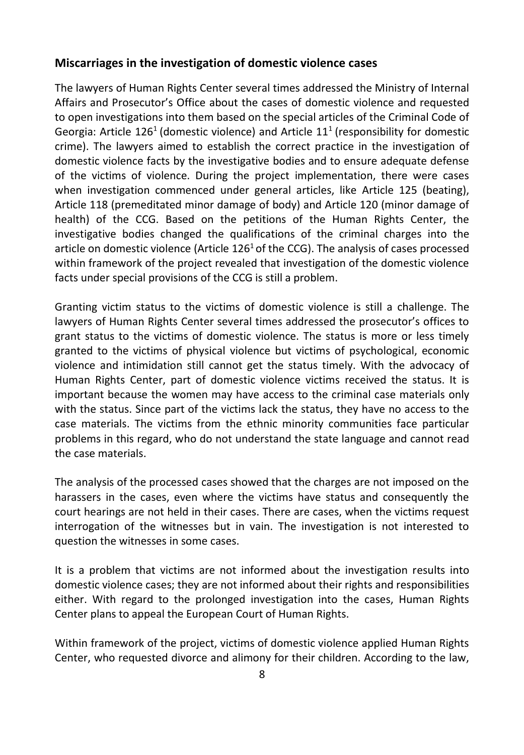## Miscarriages in the investigation of domestic violence cases

The lawyers of Human Rights Center several times addressed the Ministry of Internal Affairs and Prosecutor's Office about the cases of domestic violence and requested to open investigations into them based on the special articles of the Criminal Code of Georgia: Article $126^1$ (domestic violence) and Article $11^1$ (responsibility for domestic crime). The lawyers aimed to establish the correct practice in the investigation of domestic violence facts by the investigative bodies and to ensure adequate defense of the victims of violence. During the project implementation, there were cases when investigation commenced under general articles, like Article 125 (beating), Article 118 (premeditated minor damage of body) and Article 120 (minor damage of health) of the CCG. Based on the petitions of the Human Rights Center, the investigative bodies changed the qualifications of the criminal charges into the article on domestic violence (Article $126^1$ of the CCG). The analysis of cases processed within framework of the project revealed that investigation of the domestic violence facts under special provisions of the CCG is still a problem.

Granting victim status to the victims of domestic violence is still a challenge. The lawyers of Human Rights Center several times addressed the prosecutor's offices to grant status to the victims of domestic violence. The status is more or less timely granted to the victims of physical violence but victims of psychological, economic violence and intimidation still cannot get the status timely. With the advocacy of Human Rights Center, part of domestic violence victims received the status. It is important because the women may have access to the criminal case materials only with the status. Since part of the victims lack the status, they have no access to the case materials. The victims from the ethnic minority communities face particular problems in this regard, who do not understand the state language and cannot read the case materials.

The analysis of the processed cases showed that the charges are not imposed on the harassers in the cases, even where the victims have status and consequently the court hearings are not held in their cases. There are cases, when the victims request interrogation of the witnesses but in vain. The investigation is not interested to question the witnesses in some cases.

It is a problem that victims are not informed about the investigation results into domestic violence cases; they are not informed about their rights and responsibilities either. With regard to the prolonged investigation into the cases, Human Rights Center plans to appeal the European Court of Human Rights.

Within framework of the project, victims of domestic violence applied Human Rights Center, who requested divorce and alimony for their children. According to the law,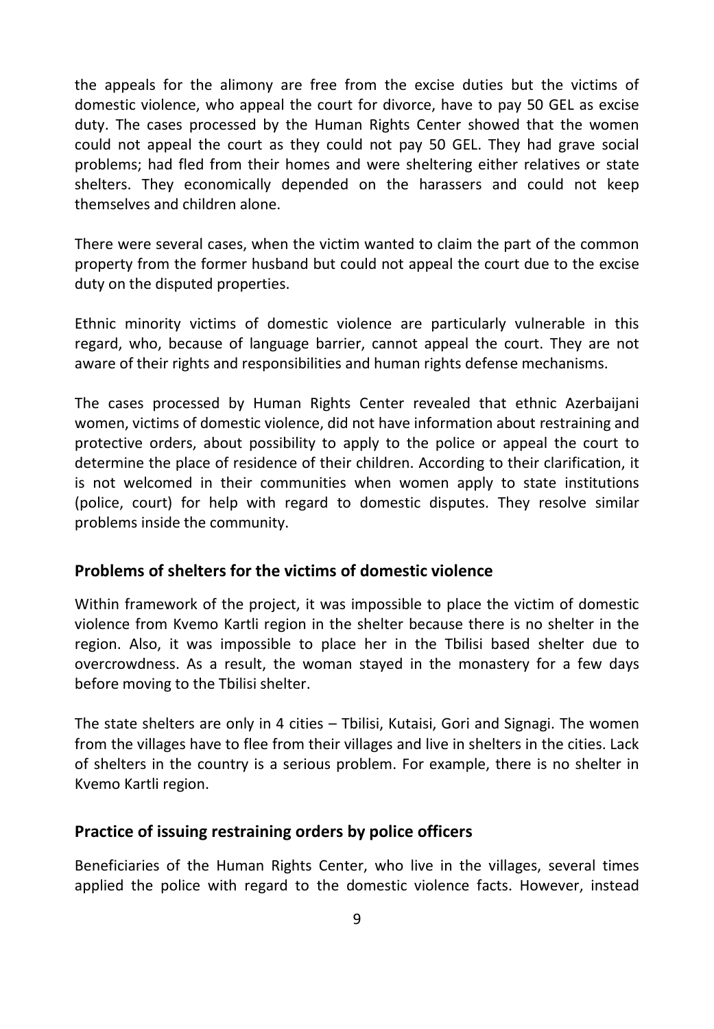the appeals for the alimony are free from the excise duties but the victims of domestic violence, who appeal the court for divorce, have to pay 50 GEL as excise duty. The cases processed by the Human Rights Center showed that the women could not appeal the court as they could not pay 50 GEL. They had grave social problems; had fled from their homes and were sheltering either relatives or state shelters. They economically depended on the harassers and could not keep themselves and children alone.

There were several cases, when the victim wanted to claim the part of the common property from the former husband but could not appeal the court due to the excise duty on the disputed properties.

Ethnic minority victims of domestic violence are particularly vulnerable in this regard, who, because of language barrier, cannot appeal the court. They are not aware of their rights and responsibilities and human rights defense mechanisms.

The cases processed by Human Rights Center revealed that ethnic Azerbaijani women, victims of domestic violence, did not have information about restraining and protective orders, about possibility to apply to the police or appeal the court to determine the place of residence of their children. According to their clarification, it is not welcomed in their communities when women apply to state institutions (police, court) for help with regard to domestic disputes. They resolve similar problems inside the community.

## Problems of shelters for the victims of domestic violence

Within framework of the project, it was impossible to place the victim of domestic violence from Kvemo Kartli region in the shelter because there is no shelter in the region. Also, it was impossible to place her in the Tbilisi based shelter due to overcrowdness. As a result, the woman stayed in the monastery for a few days before moving to the Tbilisi shelter.

The state shelters are only in 4 cities – Tbilisi, Kutaisi, Gori and Signagi. The women from the villages have to flee from their villages and live in shelters in the cities. Lack of shelters in the country is a serious problem. For example, there is no shelter in Kvemo Kartli region.

## Practice of issuing restraining orders by police officers

Beneficiaries of the Human Rights Center, who live in the villages, several times applied the police with regard to the domestic violence facts. However, instead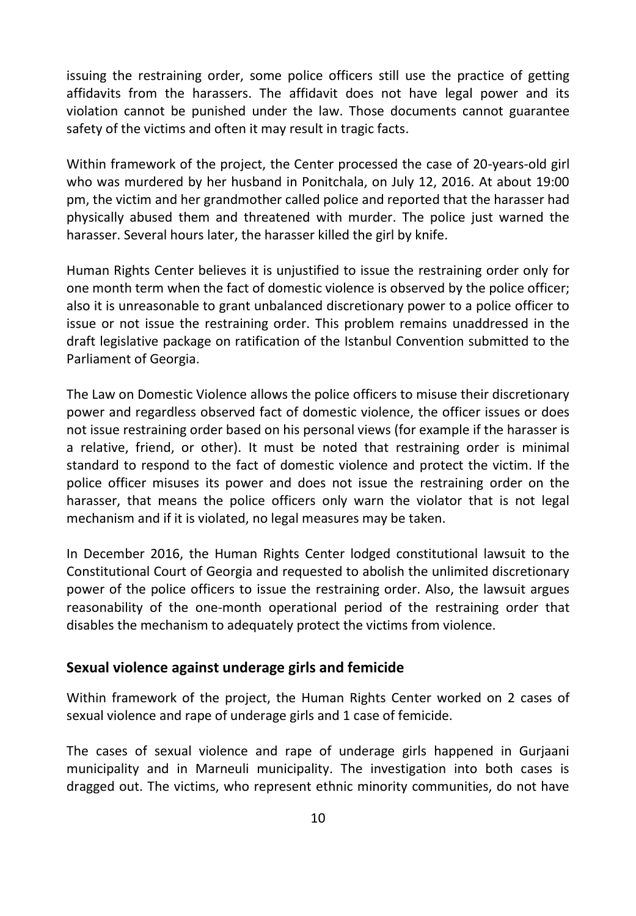issuing the restraining order, some police officers still use the practice of getting affidavits from the harassers. The affidavit does not have legal power and its violation cannot be punished under the law. Those documents cannot guarantee safety of the victims and often it may result in tragic facts.

Within framework of the project, the Center processed the case of 20-years-old girl who was murdered by her husband in Ponitchala, on July 12, 2016. At about 19:00 pm, the victim and her grandmother called police and reported that the harasser had physically abused them and threatened with murder. The police just warned the harasser. Several hours later, the harasser killed the girl by knife.

Human Rights Center believes it is unjustified to issue the restraining order only for one month term when the fact of domestic violence is observed by the police officer; also it is unreasonable to grant unbalanced discretionary power to a police officer to issue or not issue the restraining order. This problem remains unaddressed in the draft legislative package on ratification of the Istanbul Convention submitted to the Parliament of Georgia.

The Law on Domestic Violence allows the police officers to misuse their discretionary power and regardless observed fact of domestic violence, the officer issues or does not issue restraining order based on his personal views (for example if the harasser is a relative, friend, or other). It must be noted that restraining order is minimal standard to respond to the fact of domestic violence and protect the victim. If the police officer misuses its power and does not issue the restraining order on the harasser, that means the police officers only warn the violator that is not legal mechanism and if it is violated, no legal measures may be taken.

In December 2016, the Human Rights Center lodged constitutional lawsuit to the Constitutional Court of Georgia and requested to abolish the unlimited discretionary power of the police officers to issue the restraining order. Also, the lawsuit argues reasonability of the one-month operational period of the restraining order that disables the mechanism to adequately protect the victims from violence.

## Sexual violence against underage girls and femicide

Within framework of the project, the Human Rights Center worked on 2 cases of sexual violence and rape of underage girls and 1 case of femicide.

The cases of sexual violence and rape of underage girls happened in Gurjaani municipality and in Marneuli municipality. The investigation into both cases is dragged out. The victims, who represent ethnic minority communities, do not have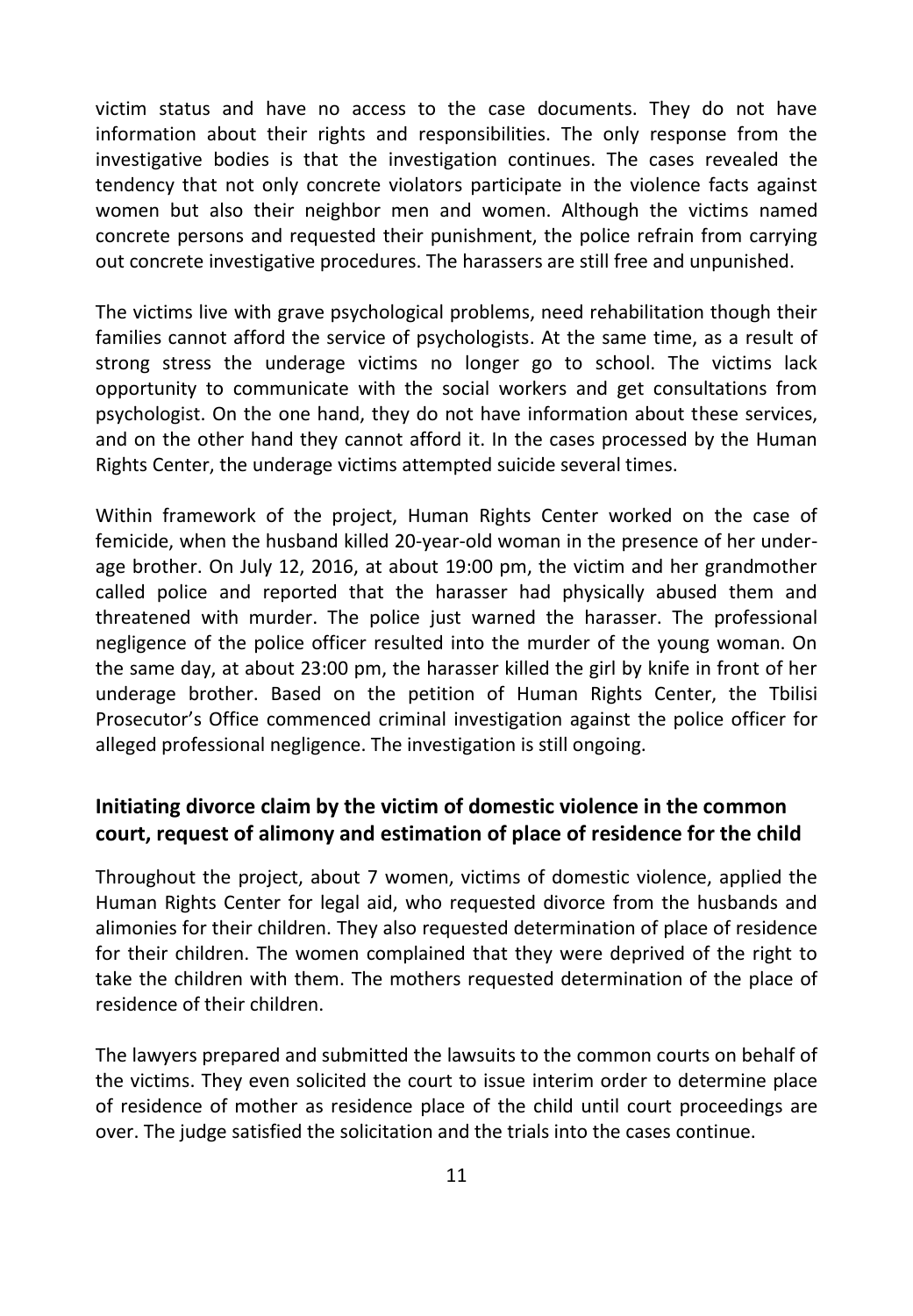victim status and have no access to the case documents. They do not have information about their rights and responsibilities. The only response from the investigative bodies is that the investigation continues. The cases revealed the tendency that not only concrete violators participate in the violence facts against women but also their neighbor men and women. Although the victims named concrete persons and requested their punishment, the police refrain from carrying out concrete investigative procedures. The harassers are still free and unpunished.

The victims live with grave psychological problems, need rehabilitation though their families cannot afford the service of psychologists. At the same time, as a result of strong stress the underage victims no longer go to school. The victims lack opportunity to communicate with the social workers and get consultations from psychologist. On the one hand, they do not have information about these services, and on the other hand they cannot afford it. In the cases processed by the Human Rights Center, the underage victims attempted suicide several times.

Within framework of the project, Human Rights Center worked on the case of femicide, when the husband killed 20-year-old woman in the presence of her under-age brother. On July 12, 2016, at about 19:00 pm, the victim and her grandmother called police and reported that the harasser had physically abused them and threatened with murder. The police just warned the harasser. The professional negligence of the police officer resulted into the murder of the young woman. On the same day, at about 23:00 pm, the harasser killed the girl by knife in front of her underage brother. Based on the petition of Human Rights Center, the Tbilisi Prosecutor's Office commenced criminal investigation against the police officer for alleged professional negligence. The investigation is still ongoing.

## Initiating divorce claim by the victim of domestic violence in the common court, request of alimony and estimation of place of residence for the child

Throughout the project, about 7 women, victims of domestic violence, applied the Human Rights Center for legal aid, who requested divorce from the husbands and alimonies for their children. They also requested determination of place of residence for their children. The women complained that they were deprived of the right to take the children with them. The mothers requested determination of the place of residence of their children.

The lawyers prepared and submitted the lawsuits to the common courts on behalf of the victims. They even solicited the court to issue interim order to determine place of residence of mother as residence place of the child until court proceedings are over. The judge satisfied the solicitation and the trials into the cases continue.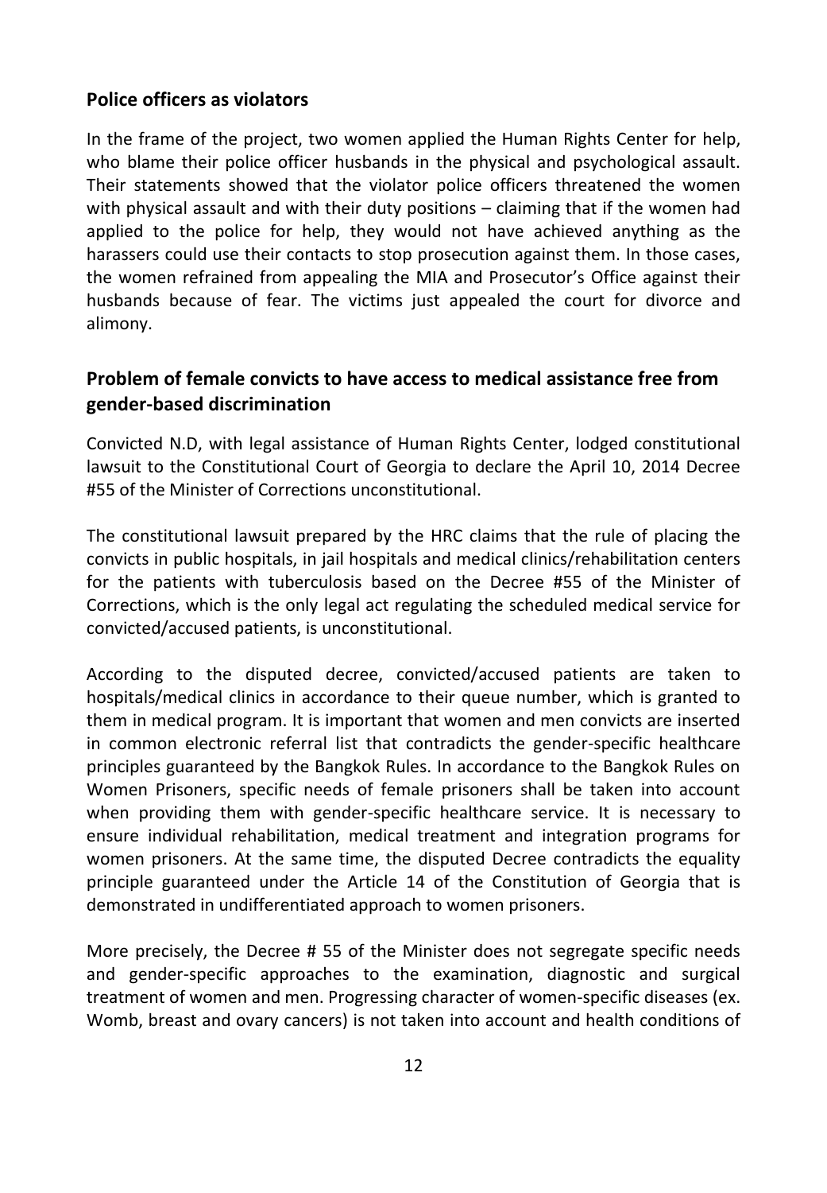### Police officers as violators

In the frame of the project, two women applied the Human Rights Center for help, who blame their police officer husbands in the physical and psychological assault. Their statements showed that the violator police officers threatened the women with physical assault and with their duty positions – claiming that if the women had applied to the police for help, they would not have achieved anything as the harassers could use their contacts to stop prosecution against them. In those cases, the women refrained from appealing the MIA and Prosecutor's Office against their husbands because of fear. The victims just appealed the court for divorce and alimony.

## Problem of female convicts to have access to medical assistance free from gender-based discrimination

Convicted N.D, with legal assistance of Human Rights Center, lodged constitutional lawsuit to the Constitutional Court of Georgia to declare the April 10, 2014 Decree #55 of the Minister of Corrections unconstitutional.

The constitutional lawsuit prepared by the HRC claims that the rule of placing the convicts in public hospitals, in jail hospitals and medical clinics/rehabilitation centers for the patients with tuberculosis based on the Decree #55 of the Minister of Corrections, which is the only legal act regulating the scheduled medical service for convicted/accused patients, is unconstitutional.

According to the disputed decree, convicted/accused patients are taken to hospitals/medical clinics in accordance to their queue number, which is granted to them in medical program. It is important that women and men convicts are inserted in common electronic referral list that contradicts the gender-specific healthcare principles guaranteed by the Bangkok Rules. In accordance to the Bangkok Rules on Women Prisoners, specific needs of female prisoners shall be taken into account when providing them with gender-specific healthcare service. It is necessary to ensure individual rehabilitation, medical treatment and integration programs for women prisoners. At the same time, the disputed Decree contradicts the equality principle guaranteed under the Article 14 of the Constitution of Georgia that is demonstrated in undifferentiated approach to women prisoners.

More precisely, the Decree # 55 of the Minister does not segregate specific needs and gender-specific approaches to the examination, diagnostic and surgical treatment of women and men. Progressing character of women-specific diseases (ex. Womb, breast and ovary cancers) is not taken into account and health conditions of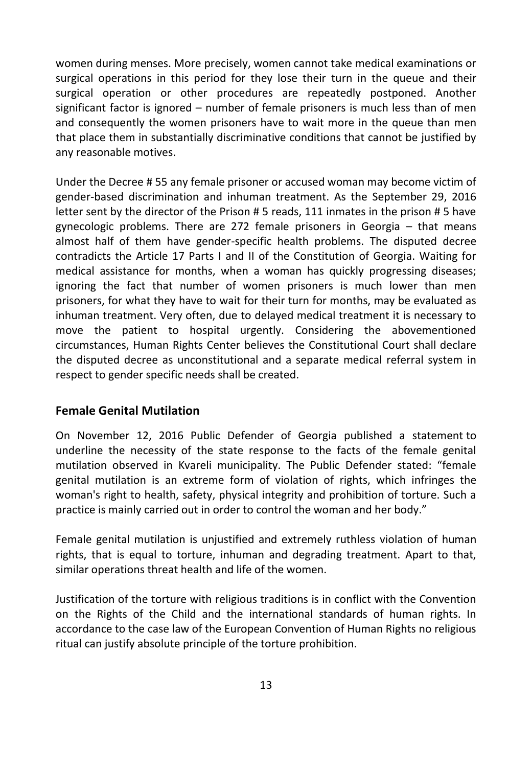women during menses. More precisely, women cannot take medical examinations or surgical operations in this period for they lose their turn in the queue and their surgical operation or other procedures are repeatedly postponed. Another significant factor is ignored – number of female prisoners is much less than of men and consequently the women prisoners have to wait more in the queue than men that place them in substantially discriminative conditions that cannot be justified by any reasonable motives.

Under the Decree # 55 any female prisoner or accused woman may become victim of gender-based discrimination and inhuman treatment. As the September 29, 2016 letter sent by the director of the Prison # 5 reads, 111 inmates in the prison # 5 have gynecologic problems. There are 272 female prisoners in Georgia – that means almost half of them have gender-specific health problems. The disputed decree contradicts the Article 17 Parts I and II of the Constitution of Georgia. Waiting for medical assistance for months, when a woman has quickly progressing diseases; ignoring the fact that number of women prisoners is much lower than men prisoners, for what they have to wait for their turn for months, may be evaluated as inhuman treatment. Very often, due to delayed medical treatment it is necessary to move the patient to hospital urgently. Considering the abovementioned circumstances, Human Rights Center believes the Constitutional Court shall declare the disputed decree as unconstitutional and a separate medical referral system in respect to gender specific needs shall be created.

## Female Genital Mutilation

On November 12, 2016 Public Defender of Georgia published a statement to underline the necessity of the state response to the facts of the female genital mutilation observed in Kvareli municipality. The Public Defender stated: "female genital mutilation is an extreme form of violation of rights, which infringes the woman's right to health, safety, physical integrity and prohibition of torture. Such a practice is mainly carried out in order to control the woman and her body."

Female genital mutilation is unjustified and extremely ruthless violation of human rights, that is equal to torture, inhuman and degrading treatment. Apart to that, similar operations threat health and life of the women.

Justification of the torture with religious traditions is in conflict with the Convention on the Rights of the Child and the international standards of human rights. In accordance to the case law of the European Convention of Human Rights no religious ritual can justify absolute principle of the torture prohibition.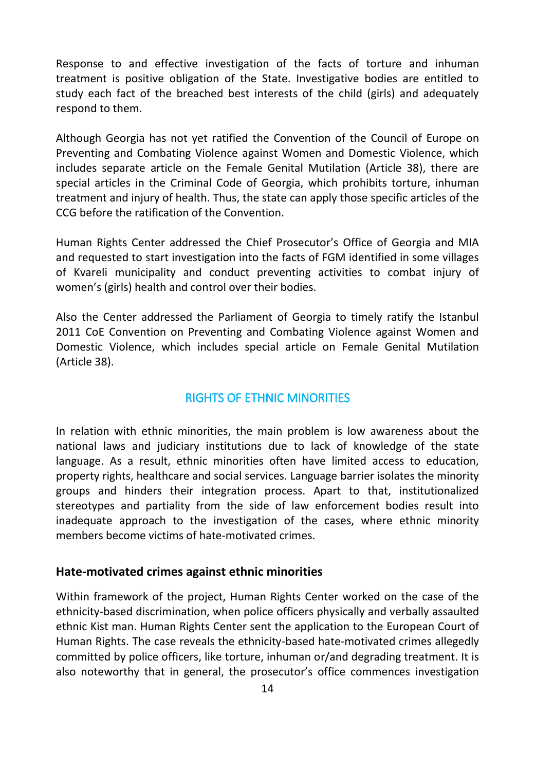Response to and effective investigation of the facts of torture and inhuman treatment is positive obligation of the State. Investigative bodies are entitled to study each fact of the breached best interests of the child (girls) and adequately respond to them.

Although Georgia has not yet ratified the Convention of the Council of Europe on Preventing and Combating Violence against Women and Domestic Violence, which includes separate article on the Female Genital Mutilation (Article 38), there are special articles in the Criminal Code of Georgia, which prohibits torture, inhuman treatment and injury of health. Thus, the state can apply those specific articles of the CCG before the ratification of the Convention.

Human Rights Center addressed the Chief Prosecutor's Office of Georgia and MIA and requested to start investigation into the facts of FGM identified in some villages of Kvareli municipality and conduct preventing activities to combat injury of women's (girls) health and control over their bodies.

Also the Center addressed the Parliament of Georgia to timely ratify the Istanbul 2011 CoE Convention on Preventing and Combating Violence against Women and Domestic Violence, which includes special article on Female Genital Mutilation (Article 38).

## RIGHTS OF ETHNIC MINORITIES

In relation with ethnic minorities, the main problem is low awareness about the national laws and judiciary institutions due to lack of knowledge of the state language. As a result, ethnic minorities often have limited access to education, property rights, healthcare and social services. Language barrier isolates the minority groups and hinders their integration process. Apart to that, institutionalized stereotypes and partiality from the side of law enforcement bodies result into inadequate approach to the investigation of the cases, where ethnic minority members become victims of hate-motivated crimes.

### Hate-motivated crimes against ethnic minorities

Within framework of the project, Human Rights Center worked on the case of the ethnicity-based discrimination, when police officers physically and verbally assaulted ethnic Kist man. Human Rights Center sent the application to the European Court of Human Rights. The case reveals the ethnicity-based hate-motivated crimes allegedly committed by police officers, like torture, inhuman or/and degrading treatment. It is also noteworthy that in general, the prosecutor's office commences investigation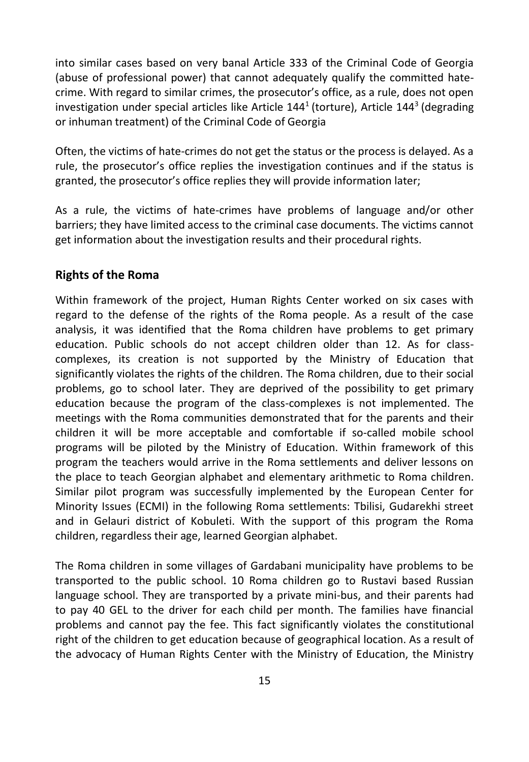into similar cases based on very banal Article 333 of the Criminal Code of Georgia (abuse of professional power) that cannot adequately qualify the committed hate-crime. With regard to similar crimes, the prosecutor's office, as a rule, does not open investigation under special articles like Article $144^1$ (torture), Article $144^3$ (degrading or inhuman treatment) of the Criminal Code of Georgia

Often, the victims of hate-crimes do not get the status or the process is delayed. As a rule, the prosecutor's office replies the investigation continues and if the status is granted, the prosecutor's office replies they will provide information later;

As a rule, the victims of hate-crimes have problems of language and/or other barriers; they have limited access to the criminal case documents. The victims cannot get information about the investigation results and their procedural rights.

## Rights of the Roma

Within framework of the project, Human Rights Center worked on six cases with regard to the defense of the rights of the Roma people. As a result of the case analysis, it was identified that the Roma children have problems to get primary education. Public schools do not accept children older than 12. As for class-complexes, its creation is not supported by the Ministry of Education that significantly violates the rights of the children. The Roma children, due to their social problems, go to school later. They are deprived of the possibility to get primary education because the program of the class-complexes is not implemented. The meetings with the Roma communities demonstrated that for the parents and their children it will be more acceptable and comfortable if so-called mobile school programs will be piloted by the Ministry of Education. Within framework of this program the teachers would arrive in the Roma settlements and deliver lessons on the place to teach Georgian alphabet and elementary arithmetic to Roma children. Similar pilot program was successfully implemented by the European Center for Minority Issues (ECMI) in the following Roma settlements: Tbilisi, Gudarekhi street and in Gelauri district of Kobuleti. With the support of this program the Roma children, regardless their age, learned Georgian alphabet.

The Roma children in some villages of Gardabani municipality have problems to be transported to the public school. 10 Roma children go to Rustavi based Russian language school. They are transported by a private mini-bus, and their parents had to pay 40 GEL to the driver for each child per month. The families have financial problems and cannot pay the fee. This fact significantly violates the constitutional right of the children to get education because of geographical location. As a result of the advocacy of Human Rights Center with the Ministry of Education, the Ministry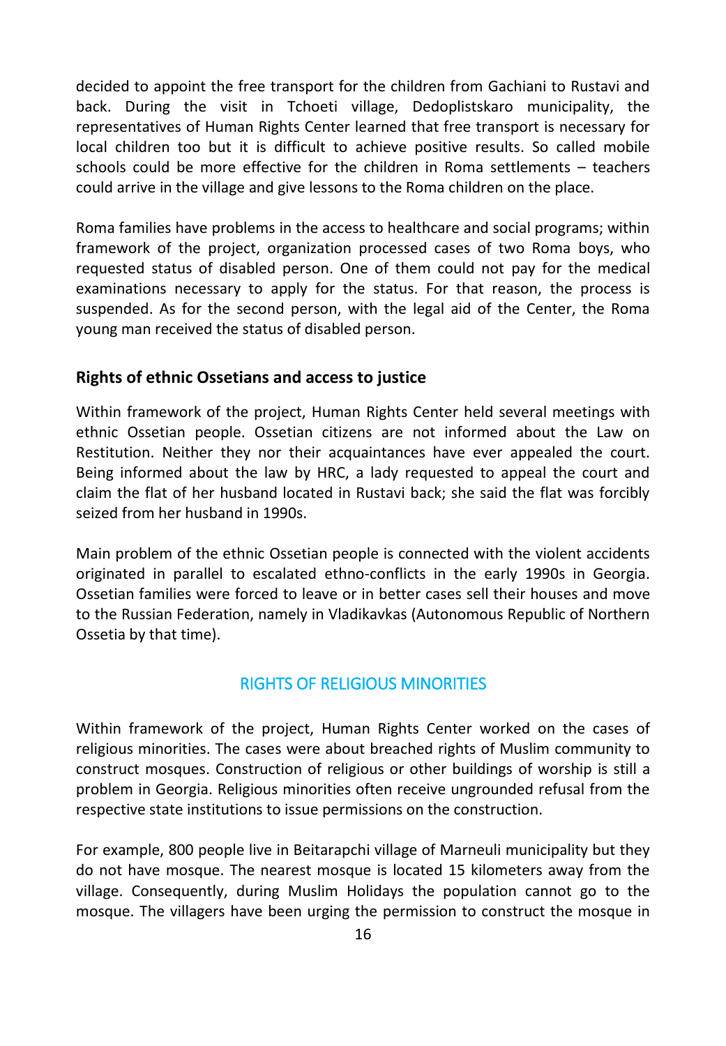decided to appoint the free transport for the children from Gachiani to Rustavi and back. During the visit in Tchoeti village, Dedoplistskaro municipality, the representatives of Human Rights Center learned that free transport is necessary for local children too but it is difficult to achieve positive results. So called mobile schools could be more effective for the children in Roma settlements – teachers could arrive in the village and give lessons to the Roma children on the place.

Roma families have problems in the access to healthcare and social programs; within framework of the project, organization processed cases of two Roma boys, who requested status of disabled person. One of them could not pay for the medical examinations necessary to apply for the status. For that reason, the process is suspended. As for the second person, with the legal aid of the Center, the Roma young man received the status of disabled person.

### Rights of ethnic Ossetians and access to justice

Within framework of the project, Human Rights Center held several meetings with ethnic Ossetian people. Ossetian citizens are not informed about the Law on Restitution. Neither they nor their acquaintances have ever appealed the court. Being informed about the law by HRC, a lady requested to appeal the court and claim the flat of her husband located in Rustavi back; she said the flat was forcibly seized from her husband in 1990s.

Main problem of the ethnic Ossetian people is connected with the violent accidents originated in parallel to escalated ethno-conflicts in the early 1990s in Georgia. Ossetian families were forced to leave or in better cases sell their houses and move to the Russian Federation, namely in Vladikavkas (Autonomous Republic of Northern Ossetia by that time).

## RIGHTS OF RELIGIOUS MINORITIES

Within framework of the project, Human Rights Center worked on the cases of religious minorities. The cases were about breached rights of Muslim community to construct mosques. Construction of religious or other buildings of worship is still a problem in Georgia. Religious minorities often receive ungrounded refusal from the respective state institutions to issue permissions on the construction.

For example, 800 people live in Beitarapchi village of Marneuli municipality but they do not have mosque. The nearest mosque is located 15 kilometers away from the village. Consequently, during Muslim Holidays the population cannot go to the mosque. The villagers have been urging the permission to construct the mosque in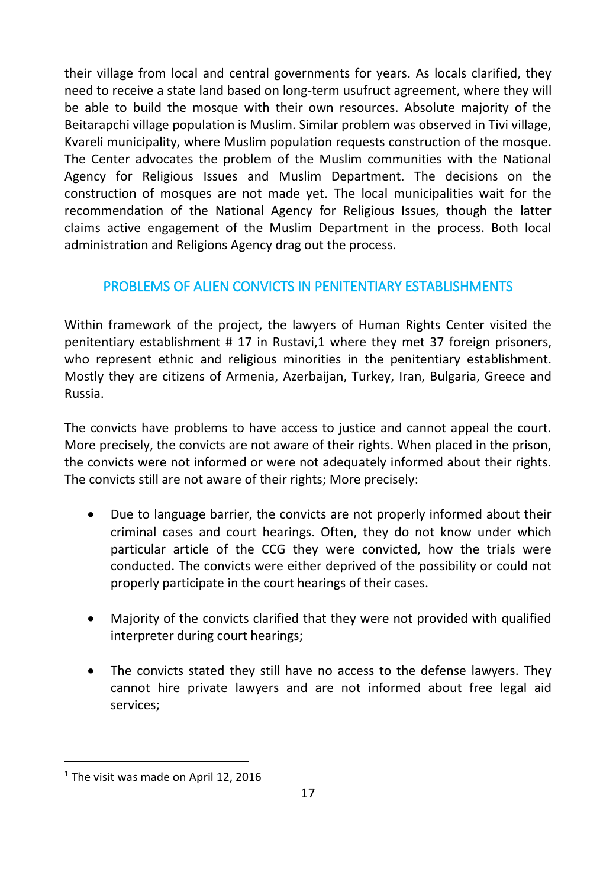their village from local and central governments for years. As locals clarified, they need to receive a state land based on long-term usufruct agreement, where they will be able to build the mosque with their own resources. Absolute majority of the Beitarapchi village population is Muslim. Similar problem was observed in Tivi village, Kvareli municipality, where Muslim population requests construction of the mosque. The Center advocates the problem of the Muslim communities with the National Agency for Religious Issues and Muslim Department. The decisions on the construction of mosques are not made yet. The local municipalities wait for the recommendation of the National Agency for Religious Issues, though the latter claims active engagement of the Muslim Department in the process. Both local administration and Religions Agency drag out the process.

## PROBLEMS OF ALIEN CONVICTS IN PENITENTIARY ESTABLISHMENTS

Within framework of the project, the lawyers of Human Rights Center visited the penitentiary establishment # 17 in Rustavi,[1] where they met 37 foreign prisoners, who represent ethnic and religious minorities in the penitentiary establishment. Mostly they are citizens of Armenia, Azerbaijan, Turkey, Iran, Bulgaria, Greece and Russia.

The convicts have problems to have access to justice and cannot appeal the court. More precisely, the convicts are not aware of their rights. When placed in the prison, the convicts were not informed or were not adequately informed about their rights. The convicts still are not aware of their rights; More precisely:

- Due to language barrier, the convicts are not properly informed about their criminal cases and court hearings. Often, they do not know under which particular article of the CCG they were convicted, how the trials were conducted. The convicts were either deprived of the possibility or could not properly participate in the court hearings of their cases.

- Majority of the convicts clarified that they were not provided with qualified interpreter during court hearings;

- The convicts stated they still have no access to the defense lawyers. They cannot hire private lawyers and are not informed about free legal aid services;

[1] The visit was made on April 12, 2016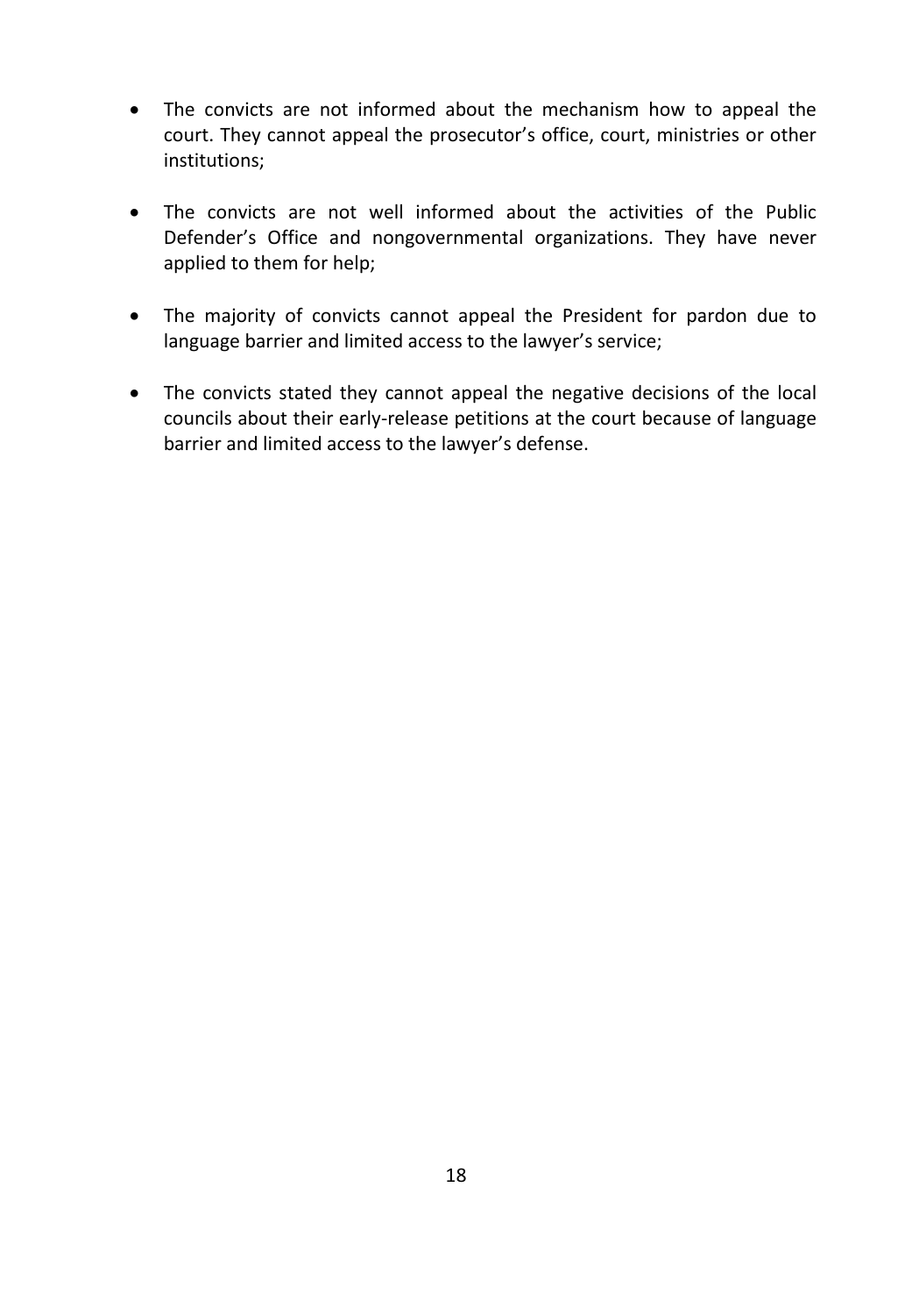- The convicts are not informed about the mechanism how to appeal the court. They cannot appeal the prosecutor's office, court, ministries or other institutions;

- The convicts are not well informed about the activities of the Public Defender's Office and nongovernmental organizations. They have never applied to them for help;

- The majority of convicts cannot appeal the President for pardon due to language barrier and limited access to the lawyer's service;

- The convicts stated they cannot appeal the negative decisions of the local councils about their early-release petitions at the court because of language barrier and limited access to the lawyer's defense.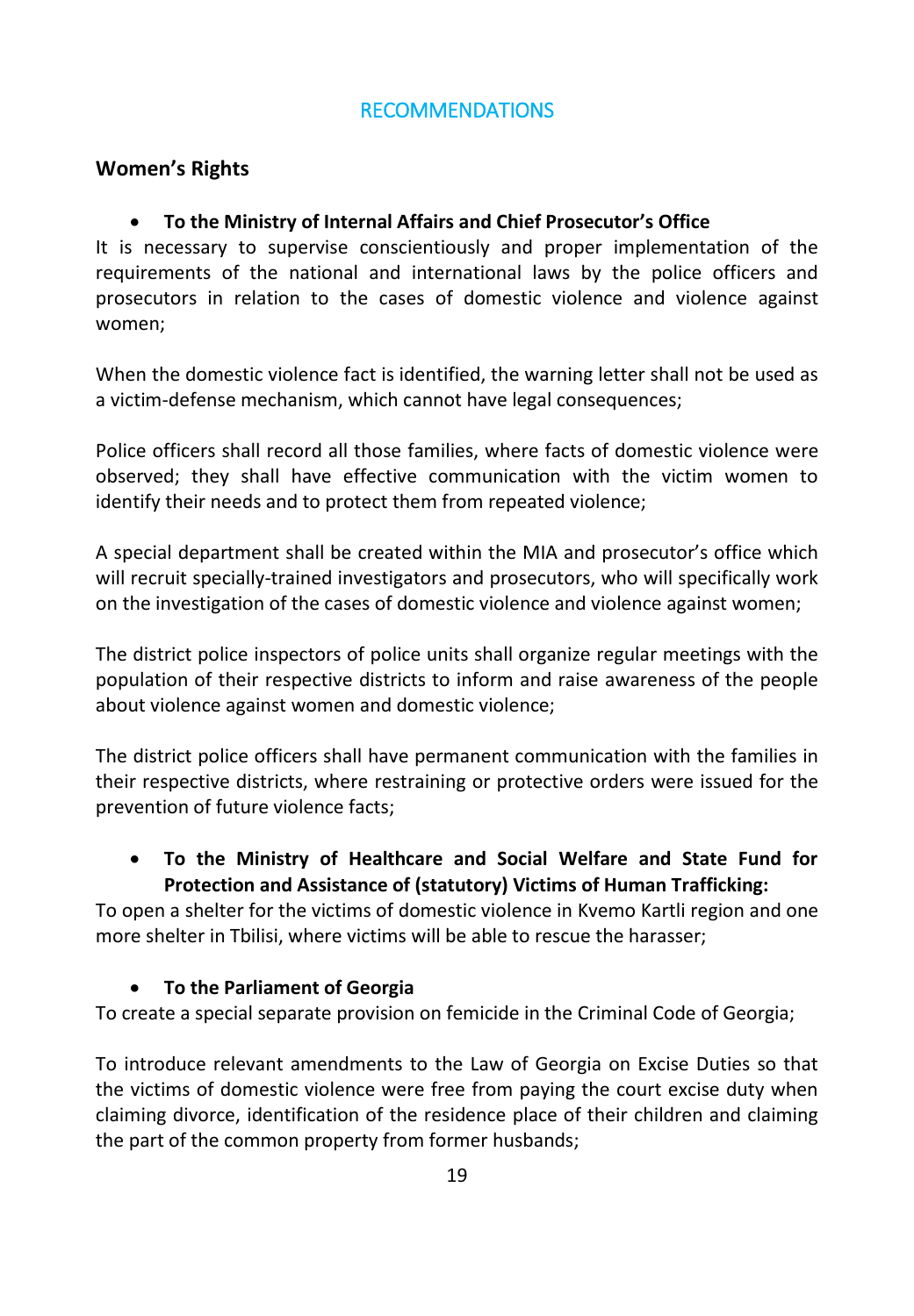## RECOMMENDATIONS

### Women's Rights

- **To the Ministry of Internal Affairs and Chief Prosecutor's Office**

It is necessary to supervise conscientiously and proper implementation of the requirements of the national and international laws by the police officers and prosecutors in relation to the cases of domestic violence and violence against women;

When the domestic violence fact is identified, the warning letter shall not be used as a victim-defense mechanism, which cannot have legal consequences;

Police officers shall record all those families, where facts of domestic violence were observed; they shall have effective communication with the victim women to identify their needs and to protect them from repeated violence;

A special department shall be created within the MIA and prosecutor's office which will recruit specially-trained investigators and prosecutors, who will specifically work on the investigation of the cases of domestic violence and violence against women;

The district police inspectors of police units shall organize regular meetings with the population of their respective districts to inform and raise awareness of the people about violence against women and domestic violence;

The district police officers shall have permanent communication with the families in their respective districts, where restraining or protective orders were issued for the prevention of future violence facts;

- **To the Ministry of Healthcare and Social Welfare and State Fund for Protection and Assistance of (statutory) Victims of Human Trafficking:**

To open a shelter for the victims of domestic violence in Kvemo Kartli region and one more shelter in Tbilisi, where victims will be able to rescue the harasser;

- **To the Parliament of Georgia**

To create a special separate provision on femicide in the Criminal Code of Georgia;

To introduce relevant amendments to the Law of Georgia on Excise Duties so that the victims of domestic violence were free from paying the court excise duty when claiming divorce, identification of the residence place of their children and claiming the part of the common property from former husbands;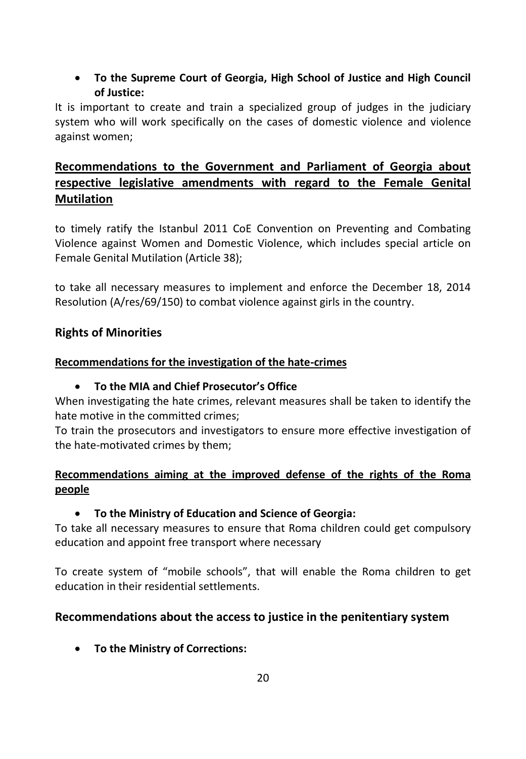- **To the Supreme Court of Georgia, High School of Justice and High Council of Justice:**

It is important to create and train a specialized group of judges in the judiciary system who will work specifically on the cases of domestic violence and violence against women;

## Recommendations to the Government and Parliament of Georgia about respective legislative amendments with regard to the Female Genital Mutilation

to timely ratify the Istanbul 2011 CoE Convention on Preventing and Combating Violence against Women and Domestic Violence, which includes special article on Female Genital Mutilation (Article 38);

to take all necessary measures to implement and enforce the December 18, 2014 Resolution (A/res/69/150) to combat violence against girls in the country.

## Rights of Minorities

### Recommendations for the investigation of the hate-crimes

- **To the MIA and Chief Prosecutor's Office**

When investigating the hate crimes, relevant measures shall be taken to identify the hate motive in the committed crimes;

To train the prosecutors and investigators to ensure more effective investigation of the hate-motivated crimes by them;

### Recommendations aiming at the improved defense of the rights of the Roma people

- **To the Ministry of Education and Science of Georgia:**

To take all necessary measures to ensure that Roma children could get compulsory education and appoint free transport where necessary

To create system of "mobile schools", that will enable the Roma children to get education in their residential settlements.

## Recommendations about the access to justice in the penitentiary system

- **To the Ministry of Corrections:**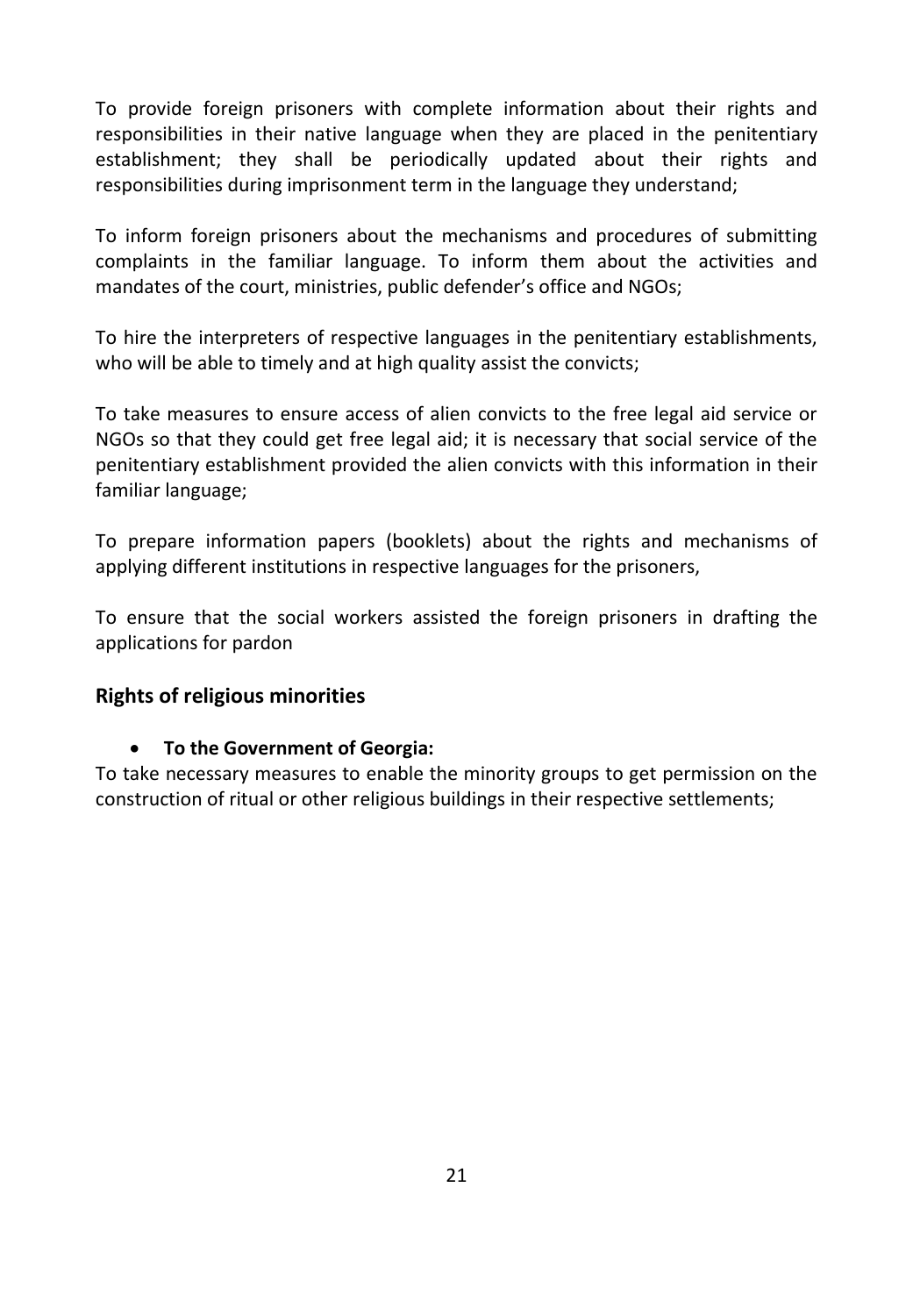To provide foreign prisoners with complete information about their rights and responsibilities in their native language when they are placed in the penitentiary establishment; they shall be periodically updated about their rights and responsibilities during imprisonment term in the language they understand;

To inform foreign prisoners about the mechanisms and procedures of submitting complaints in the familiar language. To inform them about the activities and mandates of the court, ministries, public defender's office and NGOs;

To hire the interpreters of respective languages in the penitentiary establishments, who will be able to timely and at high quality assist the convicts;

To take measures to ensure access of alien convicts to the free legal aid service or NGOs so that they could get free legal aid; it is necessary that social service of the penitentiary establishment provided the alien convicts with this information in their familiar language;

To prepare information papers (booklets) about the rights and mechanisms of applying different institutions in respective languages for the prisoners,

To ensure that the social workers assisted the foreign prisoners in drafting the applications for pardon

## Rights of religious minorities

- **To the Government of Georgia:**

To take necessary measures to enable the minority groups to get permission on the construction of ritual or other religious buildings in their respective settlements;